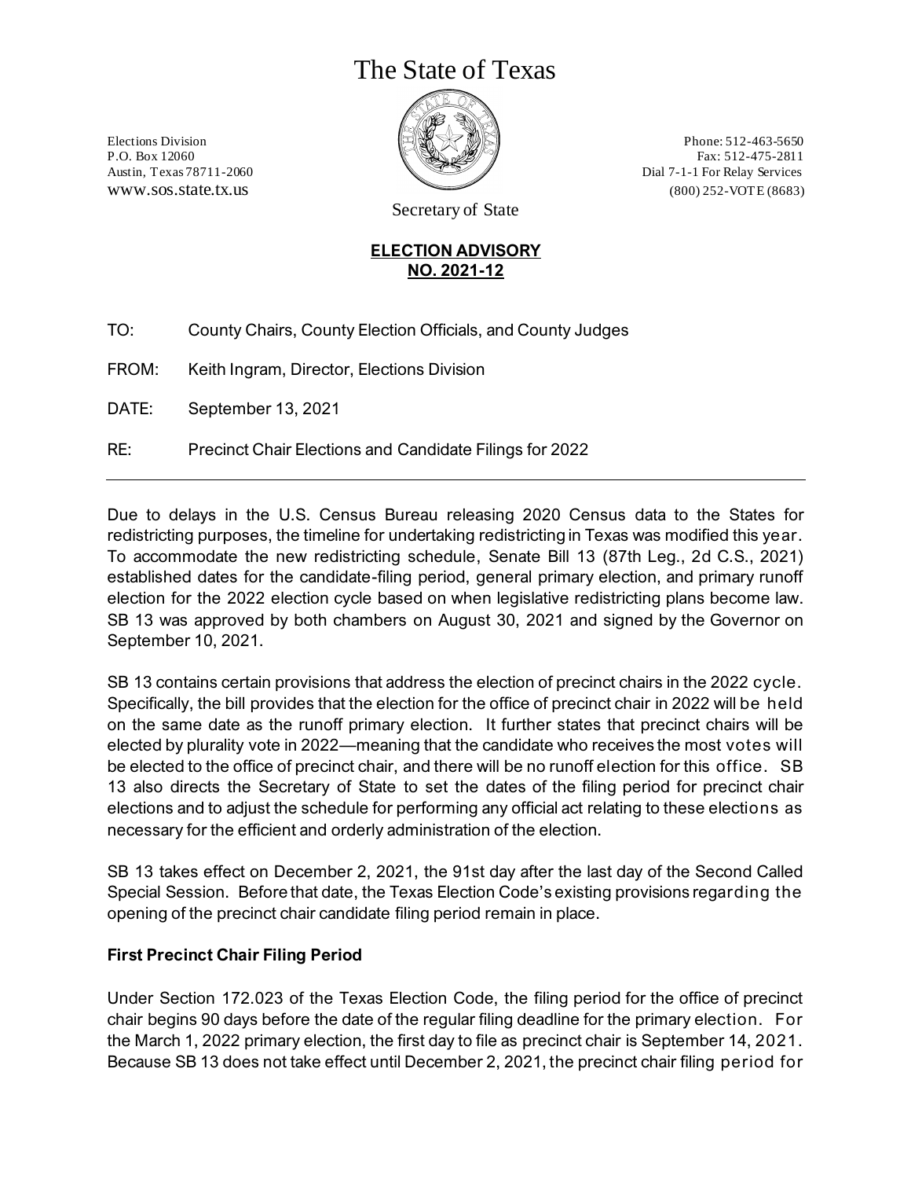# The State of Texas

Elections Division
P.O. Box 12060
Austin, Texas 78711-2060
www.sos.state.tx.us

Secretary of State

Phone: 512-463-5650
Fax: 512-475-2811
Dial 7-1-1 For Relay Services
(800) 252-VOTE (8683)

**ELECTION ADVISORY**
**NO. 2021-12**

TO: County Chairs, County Election Officials, and County Judges

FROM: Keith Ingram, Director, Elections Division

DATE: September 13, 2021

RE: Precinct Chair Elections and Candidate Filings for 2022

---

Due to delays in the U.S. Census Bureau releasing 2020 Census data to the States for redistricting purposes, the timeline for undertaking redistricting in Texas was modified this year. To accommodate the new redistricting schedule, Senate Bill 13 (87th Leg., 2d C.S., 2021) established dates for the candidate-filing period, general primary election, and primary runoff election for the 2022 election cycle based on when legislative redistricting plans become law. SB 13 was approved by both chambers on August 30, 2021 and signed by the Governor on September 10, 2021.

SB 13 contains certain provisions that address the election of precinct chairs in the 2022 cycle. Specifically, the bill provides that the election for the office of precinct chair in 2022 will be held on the same date as the runoff primary election. It further states that precinct chairs will be elected by plurality vote in 2022—meaning that the candidate who receives the most votes will be elected to the office of precinct chair, and there will be no runoff election for this office. SB 13 also directs the Secretary of State to set the dates of the filing period for precinct chair elections and to adjust the schedule for performing any official act relating to these elections as necessary for the efficient and orderly administration of the election.

SB 13 takes effect on December 2, 2021, the 91st day after the last day of the Second Called Special Session. Before that date, the Texas Election Code's existing provisions regarding the opening of the precinct chair candidate filing period remain in place.

**First Precinct Chair Filing Period**

Under Section 172.023 of the Texas Election Code, the filing period for the office of precinct chair begins 90 days before the date of the regular filing deadline for the primary election. For the March 1, 2022 primary election, the first day to file as precinct chair is September 14, 2021. Because SB 13 does not take effect until December 2, 2021, the precinct chair filing period for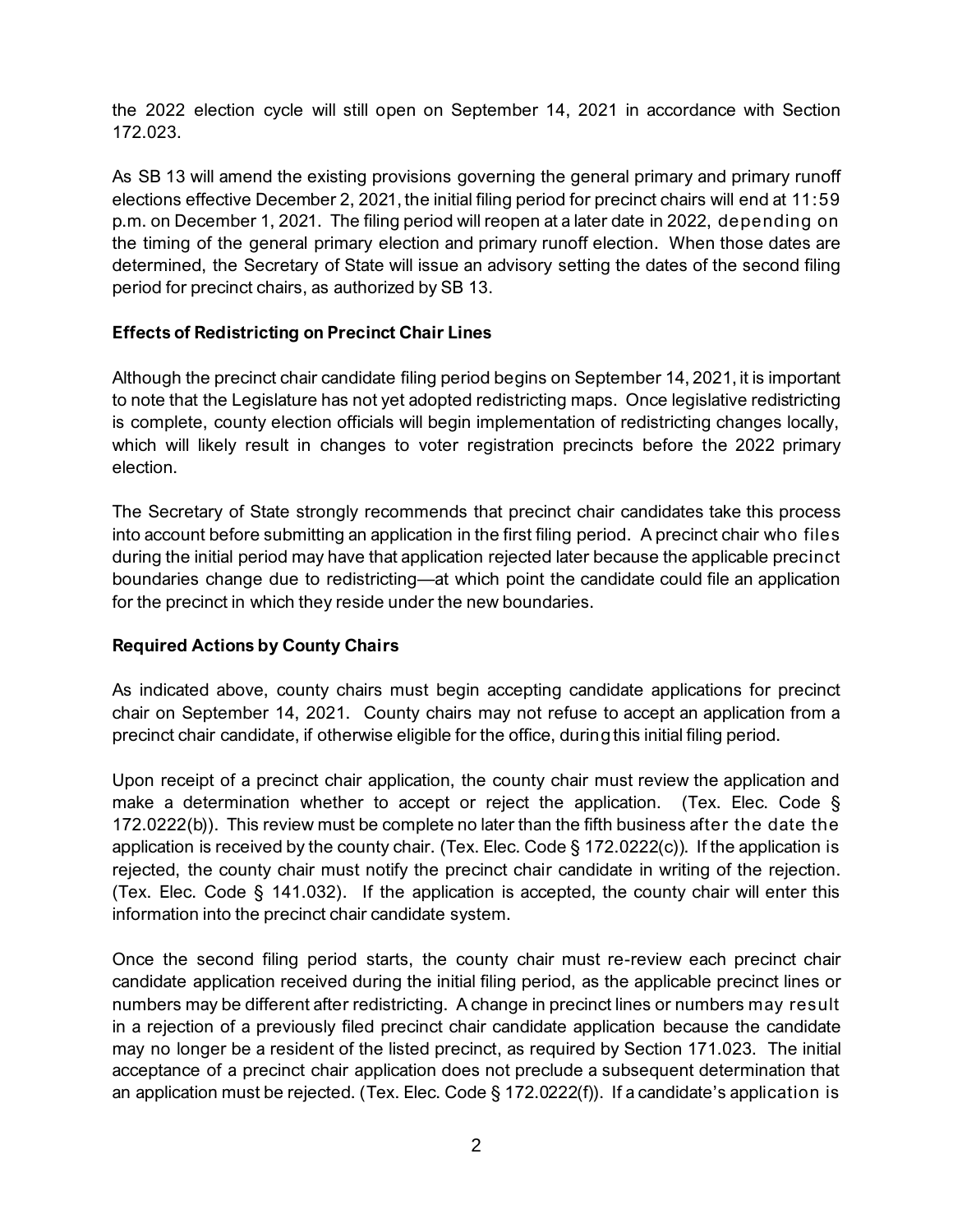the 2022 election cycle will still open on September 14, 2021 in accordance with Section 172.023.

As SB 13 will amend the existing provisions governing the general primary and primary runoff elections effective December 2, 2021, the initial filing period for precinct chairs will end at 11:59 p.m. on December 1, 2021. The filing period will reopen at a later date in 2022, depending on the timing of the general primary election and primary runoff election. When those dates are determined, the Secretary of State will issue an advisory setting the dates of the second filing period for precinct chairs, as authorized by SB 13.

**Effects of Redistricting on Precinct Chair Lines**

Although the precinct chair candidate filing period begins on September 14, 2021, it is important to note that the Legislature has not yet adopted redistricting maps. Once legislative redistricting is complete, county election officials will begin implementation of redistricting changes locally, which will likely result in changes to voter registration precincts before the 2022 primary election.

The Secretary of State strongly recommends that precinct chair candidates take this process into account before submitting an application in the first filing period. A precinct chair who files during the initial period may have that application rejected later because the applicable precinct boundaries change due to redistricting—at which point the candidate could file an application for the precinct in which they reside under the new boundaries.

**Required Actions by County Chairs**

As indicated above, county chairs must begin accepting candidate applications for precinct chair on September 14, 2021. County chairs may not refuse to accept an application from a precinct chair candidate, if otherwise eligible for the office, during this initial filing period.

Upon receipt of a precinct chair application, the county chair must review the application and make a determination whether to accept or reject the application. (Tex. Elec. Code § 172.0222(b)). This review must be complete no later than the fifth business after the date the application is received by the county chair. (Tex. Elec. Code § 172.0222(c)). If the application is rejected, the county chair must notify the precinct chair candidate in writing of the rejection. (Tex. Elec. Code § 141.032). If the application is accepted, the county chair will enter this information into the precinct chair candidate system.

Once the second filing period starts, the county chair must re-review each precinct chair candidate application received during the initial filing period, as the applicable precinct lines or numbers may be different after redistricting. A change in precinct lines or numbers may result in a rejection of a previously filed precinct chair candidate application because the candidate may no longer be a resident of the listed precinct, as required by Section 171.023. The initial acceptance of a precinct chair application does not preclude a subsequent determination that an application must be rejected. (Tex. Elec. Code § 172.0222(f)). If a candidate's application is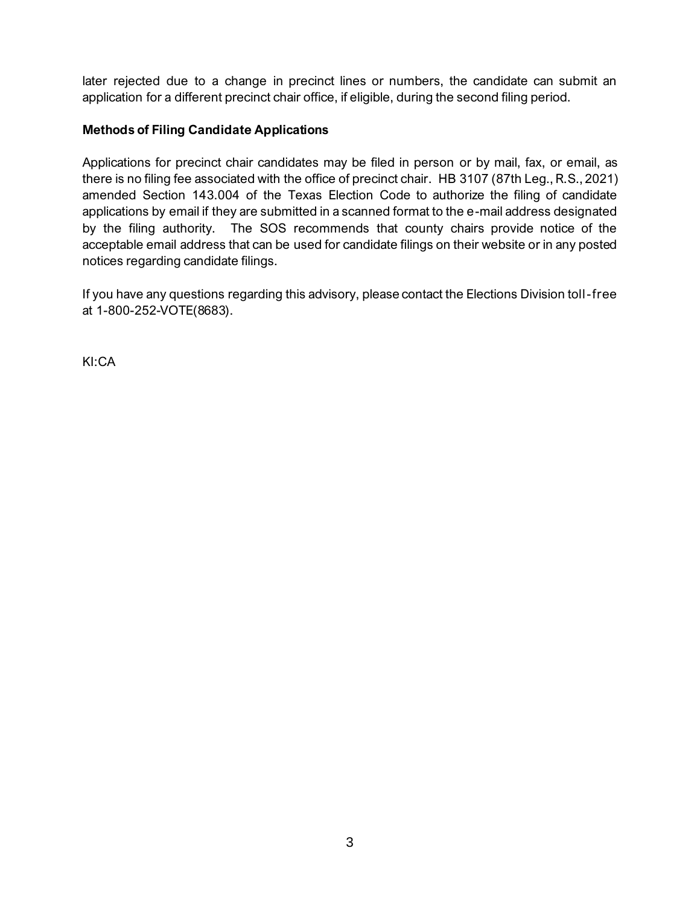later rejected due to a change in precinct lines or numbers, the candidate can submit an application for a different precinct chair office, if eligible, during the second filing period.

**Methods of Filing Candidate Applications**

Applications for precinct chair candidates may be filed in person or by mail, fax, or email, as there is no filing fee associated with the office of precinct chair. HB 3107 (87th Leg., R.S., 2021) amended Section 143.004 of the Texas Election Code to authorize the filing of candidate applications by email if they are submitted in a scanned format to the e-mail address designated by the filing authority. The SOS recommends that county chairs provide notice of the acceptable email address that can be used for candidate filings on their website or in any posted notices regarding candidate filings.

If you have any questions regarding this advisory, please contact the Elections Division toll-free at 1-800-252-VOTE(8683).

KI:CA